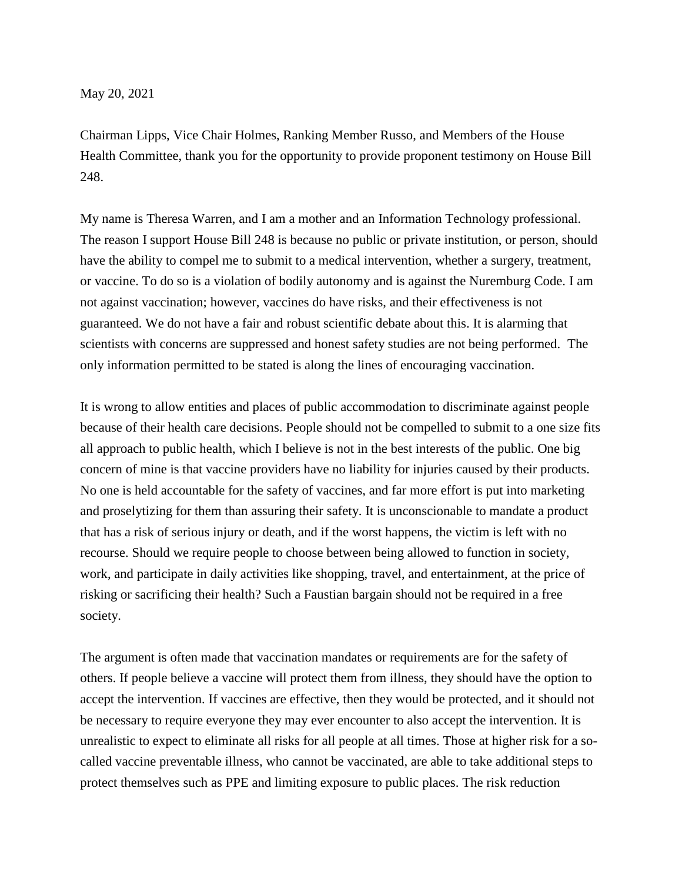May 20, 2021

Chairman Lipps, Vice Chair Holmes, Ranking Member Russo, and Members of the House Health Committee, thank you for the opportunity to provide proponent testimony on House Bill 248.

My name is Theresa Warren, and I am a mother and an Information Technology professional. The reason I support House Bill 248 is because no public or private institution, or person, should have the ability to compel me to submit to a medical intervention, whether a surgery, treatment, or vaccine. To do so is a violation of bodily autonomy and is against the Nuremburg Code. I am not against vaccination; however, vaccines do have risks, and their effectiveness is not guaranteed. We do not have a fair and robust scientific debate about this. It is alarming that scientists with concerns are suppressed and honest safety studies are not being performed. The only information permitted to be stated is along the lines of encouraging vaccination.

It is wrong to allow entities and places of public accommodation to discriminate against people because of their health care decisions. People should not be compelled to submit to a one size fits all approach to public health, which I believe is not in the best interests of the public. One big concern of mine is that vaccine providers have no liability for injuries caused by their products. No one is held accountable for the safety of vaccines, and far more effort is put into marketing and proselytizing for them than assuring their safety. It is unconscionable to mandate a product that has a risk of serious injury or death, and if the worst happens, the victim is left with no recourse. Should we require people to choose between being allowed to function in society, work, and participate in daily activities like shopping, travel, and entertainment, at the price of risking or sacrificing their health? Such a Faustian bargain should not be required in a free society.

The argument is often made that vaccination mandates or requirements are for the safety of others. If people believe a vaccine will protect them from illness, they should have the option to accept the intervention. If vaccines are effective, then they would be protected, and it should not be necessary to require everyone they may ever encounter to also accept the intervention. It is unrealistic to expect to eliminate all risks for all people at all times. Those at higher risk for a so-called vaccine preventable illness, who cannot be vaccinated, are able to take additional steps to protect themselves such as PPE and limiting exposure to public places. The risk reduction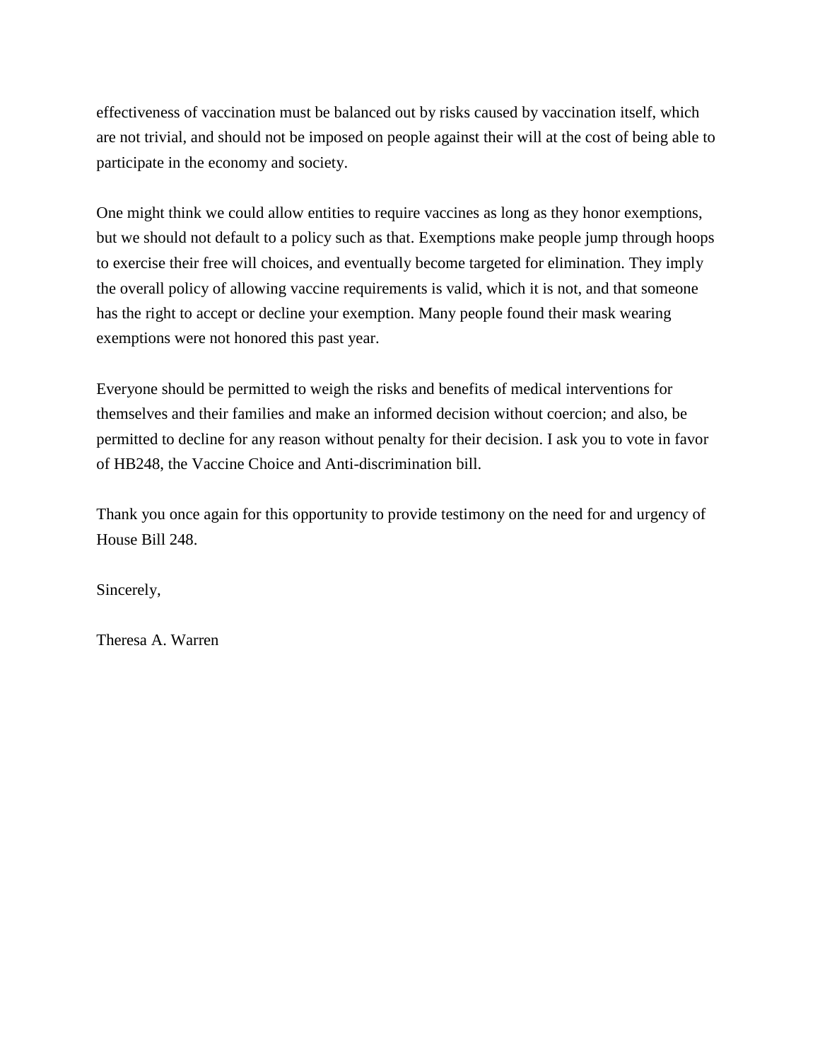effectiveness of vaccination must be balanced out by risks caused by vaccination itself, which are not trivial, and should not be imposed on people against their will at the cost of being able to participate in the economy and society.

One might think we could allow entities to require vaccines as long as they honor exemptions, but we should not default to a policy such as that. Exemptions make people jump through hoops to exercise their free will choices, and eventually become targeted for elimination. They imply the overall policy of allowing vaccine requirements is valid, which it is not, and that someone has the right to accept or decline your exemption. Many people found their mask wearing exemptions were not honored this past year.

Everyone should be permitted to weigh the risks and benefits of medical interventions for themselves and their families and make an informed decision without coercion; and also, be permitted to decline for any reason without penalty for their decision. I ask you to vote in favor of HB248, the Vaccine Choice and Anti-discrimination bill.

Thank you once again for this opportunity to provide testimony on the need for and urgency of House Bill 248.

Sincerely,

Theresa A. Warren